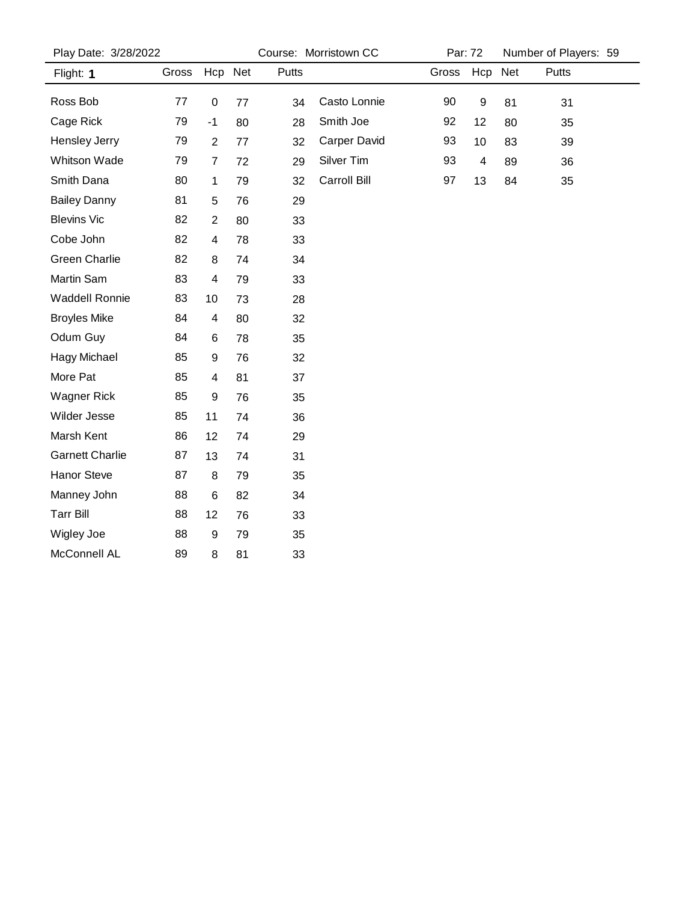Play Date: 3/28/2022 | Course: Morristown CC | Par: 72 | Number of Players: 59

Flight: **1**

| Name | Gross | Hcp | Net | Putts |
| --- | --- | --- | --- | --- |
| Ross Bob | 77 | 0 | 77 | 34 |
| Cage Rick | 79 | -1 | 80 | 28 |
| Hensley Jerry | 79 | 2 | 77 | 32 |
| Whitson Wade | 79 | 7 | 72 | 29 |
| Smith Dana | 80 | 1 | 79 | 32 |
| Bailey Danny | 81 | 5 | 76 | 29 |
| Blevins Vic | 82 | 2 | 80 | 33 |
| Cobe John | 82 | 4 | 78 | 33 |
| Green Charlie | 82 | 8 | 74 | 34 |
| Martin Sam | 83 | 4 | 79 | 33 |
| Waddell Ronnie | 83 | 10 | 73 | 28 |
| Broyles Mike | 84 | 4 | 80 | 32 |
| Odum Guy | 84 | 6 | 78 | 35 |
| Hagy Michael | 85 | 9 | 76 | 32 |
| More Pat | 85 | 4 | 81 | 37 |
| Wagner Rick | 85 | 9 | 76 | 35 |
| Wilder Jesse | 85 | 11 | 74 | 36 |
| Marsh Kent | 86 | 12 | 74 | 29 |
| Garnett Charlie | 87 | 13 | 74 | 31 |
| Hanor Steve | 87 | 8 | 79 | 35 |
| Manney John | 88 | 6 | 82 | 34 |
| Tarr Bill | 88 | 12 | 76 | 33 |
| Wigley Joe | 88 | 9 | 79 | 35 |
| McConnell AL | 89 | 8 | 81 | 33 |
| Casto Lonnie | 90 | 9 | 81 | 31 |
| Smith Joe | 92 | 12 | 80 | 35 |
| Carper David | 93 | 10 | 83 | 39 |
| Silver Tim | 93 | 4 | 89 | 36 |
| Carroll Bill | 97 | 13 | 84 | 35 |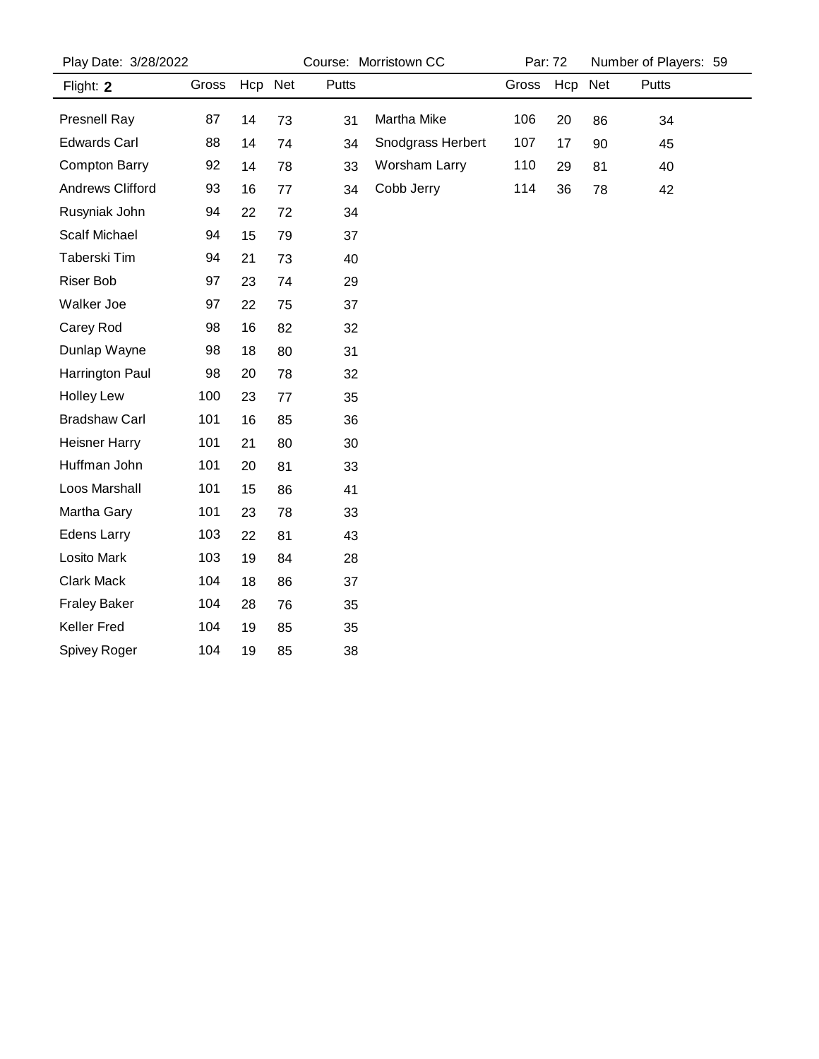Play Date: 3/28/2022 | Course: Morristown CC | Par: 72 | Number of Players: 59

| Flight: **2** | Gross | Hcp | Net | Putts | | Gross | Hcp | Net | Putts |
|---|---|---|---|---|---|---|---|---|---|
| Presnell Ray | 87 | 14 | 73 | 31 | Martha Mike | 106 | 20 | 86 | 34 |
| Edwards Carl | 88 | 14 | 74 | 34 | Snodgrass Herbert | 107 | 17 | 90 | 45 |
| Compton Barry | 92 | 14 | 78 | 33 | Worsham Larry | 110 | 29 | 81 | 40 |
| Andrews Clifford | 93 | 16 | 77 | 34 | Cobb Jerry | 114 | 36 | 78 | 42 |
| Rusyniak John | 94 | 22 | 72 | 34 | | | | | |
| Scalf Michael | 94 | 15 | 79 | 37 | | | | | |
| Taberski Tim | 94 | 21 | 73 | 40 | | | | | |
| Riser Bob | 97 | 23 | 74 | 29 | | | | | |
| Walker Joe | 97 | 22 | 75 | 37 | | | | | |
| Carey Rod | 98 | 16 | 82 | 32 | | | | | |
| Dunlap Wayne | 98 | 18 | 80 | 31 | | | | | |
| Harrington Paul | 98 | 20 | 78 | 32 | | | | | |
| Holley Lew | 100 | 23 | 77 | 35 | | | | | |
| Bradshaw Carl | 101 | 16 | 85 | 36 | | | | | |
| Heisner Harry | 101 | 21 | 80 | 30 | | | | | |
| Huffman John | 101 | 20 | 81 | 33 | | | | | |
| Loos Marshall | 101 | 15 | 86 | 41 | | | | | |
| Martha Gary | 101 | 23 | 78 | 33 | | | | | |
| Edens Larry | 103 | 22 | 81 | 43 | | | | | |
| Losito Mark | 103 | 19 | 84 | 28 | | | | | |
| Clark Mack | 104 | 18 | 86 | 37 | | | | | |
| Fraley Baker | 104 | 28 | 76 | 35 | | | | | |
| Keller Fred | 104 | 19 | 85 | 35 | | | | | |
| Spivey Roger | 104 | 19 | 85 | 38 | | | | | |